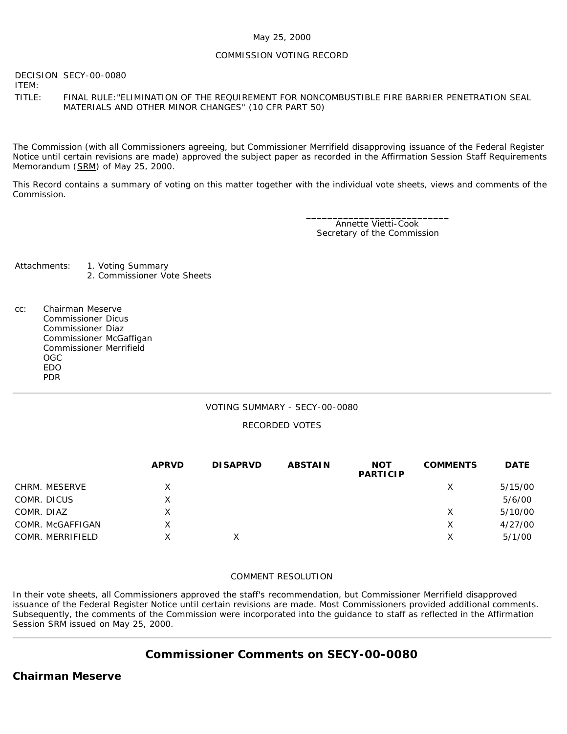May 25, 2000

COMMISSION VOTING RECORD

DECISION ITEM: SECY-00-0080

TITLE: FINAL RULE:"ELIMINATION OF THE REQUIREMENT FOR NONCOMBUSTIBLE FIRE BARRIER PENETRATION SEAL MATERIALS AND OTHER MINOR CHANGES" (10 CFR PART 50)

The Commission (with all Commissioners agreeing, but Commissioner Merrifield disapproving issuance of the Federal Register Notice until certain revisions are made) approved the subject paper as recorded in the Affirmation Session Staff Requirements Memorandum (SRM) of May 25, 2000.

This Record contains a summary of voting on this matter together with the individual vote sheets, views and comments of the Commission.

\_\_\_\_\_\_\_\_\_\_\_\_\_\_\_\_\_\_\_\_\_\_\_\_\_\_\_\_
Annette Vietti-Cook
Secretary of the Commission

Attachments:
1. Voting Summary
2. Commissioner Vote Sheets

cc:
Chairman Meserve
Commissioner Dicus
Commissioner Diaz
Commissioner McGaffigan
Commissioner Merrifield
OGC
EDO
PDR

---

VOTING SUMMARY - SECY-00-0080

RECORDED VOTES

| | APRVD | DISAPRVD | ABSTAIN | NOT PARTICIP | COMMENTS | DATE |
|---|---|---|---|---|---|---|
| CHRM. MESERVE | X | | | | X | 5/15/00 |
| COMR. DICUS | X | | | | | 5/6/00 |
| COMR. DIAZ | X | | | | X | 5/10/00 |
| COMR. McGAFFIGAN | X | | | | X | 4/27/00 |
| COMR. MERRIFIELD | X | X | | | X | 5/1/00 |

COMMENT RESOLUTION

In their vote sheets, all Commissioners approved the staff's recommendation, but Commissioner Merrifield disapproved issuance of the Federal Register Notice until certain revisions are made. Most Commissioners provided additional comments. Subsequently, the comments of the Commission were incorporated into the guidance to staff as reflected in the Affirmation Session SRM issued on May 25, 2000.

---

## Commissioner Comments on SECY-00-0080

### Chairman Meserve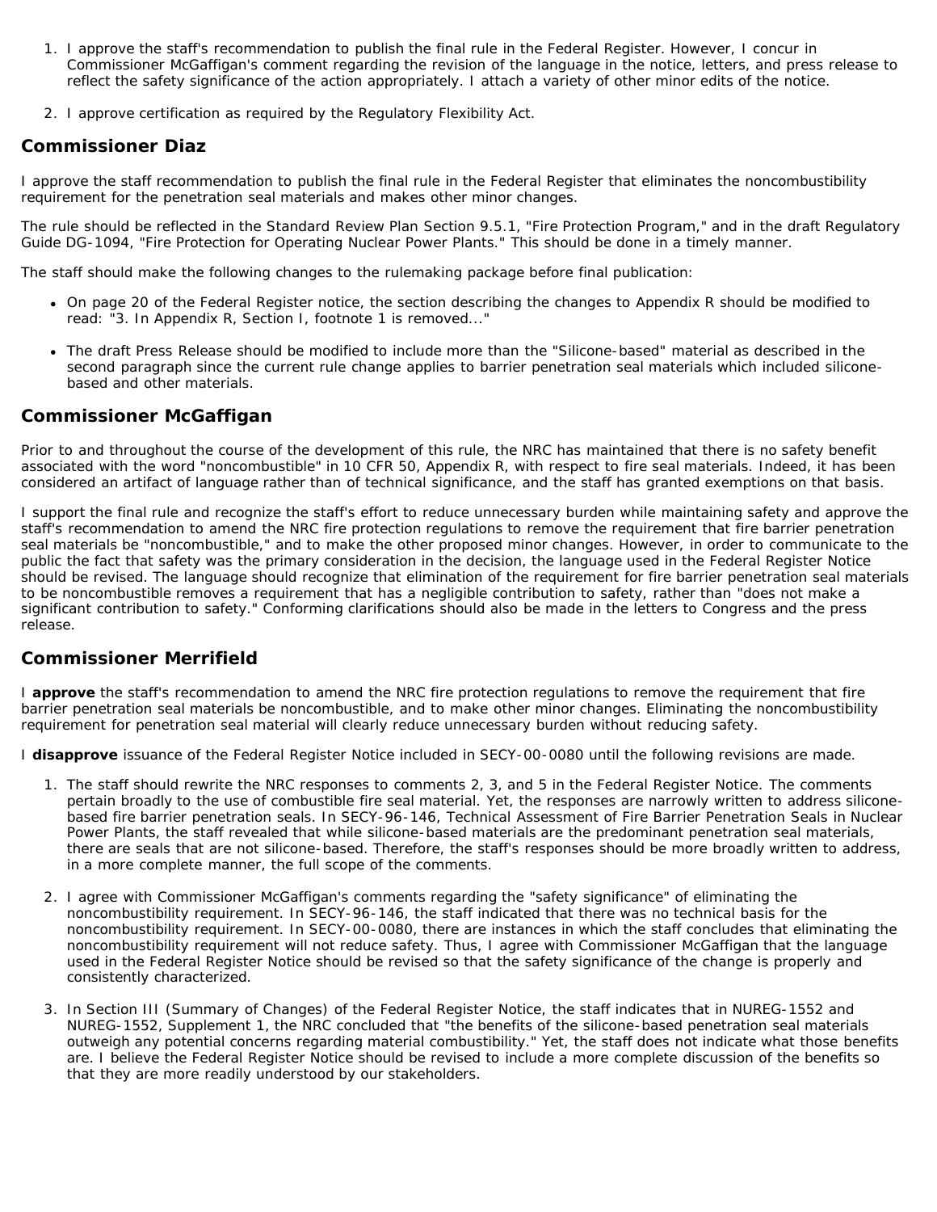1. I approve the staff's recommendation to publish the final rule in the Federal Register. However, I concur in Commissioner McGaffigan's comment regarding the revision of the language in the notice, letters, and press release to reflect the safety significance of the action appropriately. I attach a variety of other minor edits of the notice.

2. I approve certification as required by the Regulatory Flexibility Act.

## Commissioner Diaz

I approve the staff recommendation to publish the final rule in the Federal Register that eliminates the noncombustibility requirement for the penetration seal materials and makes other minor changes.

The rule should be reflected in the Standard Review Plan Section 9.5.1, "Fire Protection Program," and in the draft Regulatory Guide DG-1094, "Fire Protection for Operating Nuclear Power Plants." This should be done in a timely manner.

The staff should make the following changes to the rulemaking package before final publication:

- On page 20 of the Federal Register notice, the section describing the changes to Appendix R should be modified to read: "3. In Appendix R, Section I, footnote 1 is removed..."

- The draft Press Release should be modified to include more than the "Silicone-based" material as described in the second paragraph since the current rule change applies to barrier penetration seal materials which included silicone-based and other materials.

## Commissioner McGaffigan

Prior to and throughout the course of the development of this rule, the NRC has maintained that there is no safety benefit associated with the word "noncombustible" in 10 CFR 50, Appendix R, with respect to fire seal materials. Indeed, it has been considered an artifact of language rather than of technical significance, and the staff has granted exemptions on that basis.

I support the final rule and recognize the staff's effort to reduce unnecessary burden while maintaining safety and approve the staff's recommendation to amend the NRC fire protection regulations to remove the requirement that fire barrier penetration seal materials be "noncombustible," and to make the other proposed minor changes. However, in order to communicate to the public the fact that safety was the primary consideration in the decision, the language used in the Federal Register Notice should be revised. The language should recognize that elimination of the requirement for fire barrier penetration seal materials to be noncombustible removes a requirement that has a negligible contribution to safety, rather than "does not make a significant contribution to safety." Conforming clarifications should also be made in the letters to Congress and the press release.

## Commissioner Merrifield

I **approve** the staff's recommendation to amend the NRC fire protection regulations to remove the requirement that fire barrier penetration seal materials be noncombustible, and to make other minor changes. Eliminating the noncombustibility requirement for penetration seal material will clearly reduce unnecessary burden without reducing safety.

I **disapprove** issuance of the Federal Register Notice included in SECY-00-0080 until the following revisions are made.

1. The staff should rewrite the NRC responses to comments 2, 3, and 5 in the Federal Register Notice. The comments pertain broadly to the use of combustible fire seal material. Yet, the responses are narrowly written to address silicone-based fire barrier penetration seals. In SECY-96-146, Technical Assessment of Fire Barrier Penetration Seals in Nuclear Power Plants, the staff revealed that while silicone-based materials are the predominant penetration seal materials, there are seals that are not silicone-based. Therefore, the staff's responses should be more broadly written to address, in a more complete manner, the full scope of the comments.

2. I agree with Commissioner McGaffigan's comments regarding the "safety significance" of eliminating the noncombustibility requirement. In SECY-96-146, the staff indicated that there was no technical basis for the noncombustibility requirement. In SECY-00-0080, there are instances in which the staff concludes that eliminating the noncombustibility requirement will not reduce safety. Thus, I agree with Commissioner McGaffigan that the language used in the Federal Register Notice should be revised so that the safety significance of the change is properly and consistently characterized.

3. In Section III (Summary of Changes) of the Federal Register Notice, the staff indicates that in NUREG-1552 and NUREG-1552, Supplement 1, the NRC concluded that "the benefits of the silicone-based penetration seal materials outweigh any potential concerns regarding material combustibility." Yet, the staff does not indicate what those benefits are. I believe the Federal Register Notice should be revised to include a more complete discussion of the benefits so that they are more readily understood by our stakeholders.